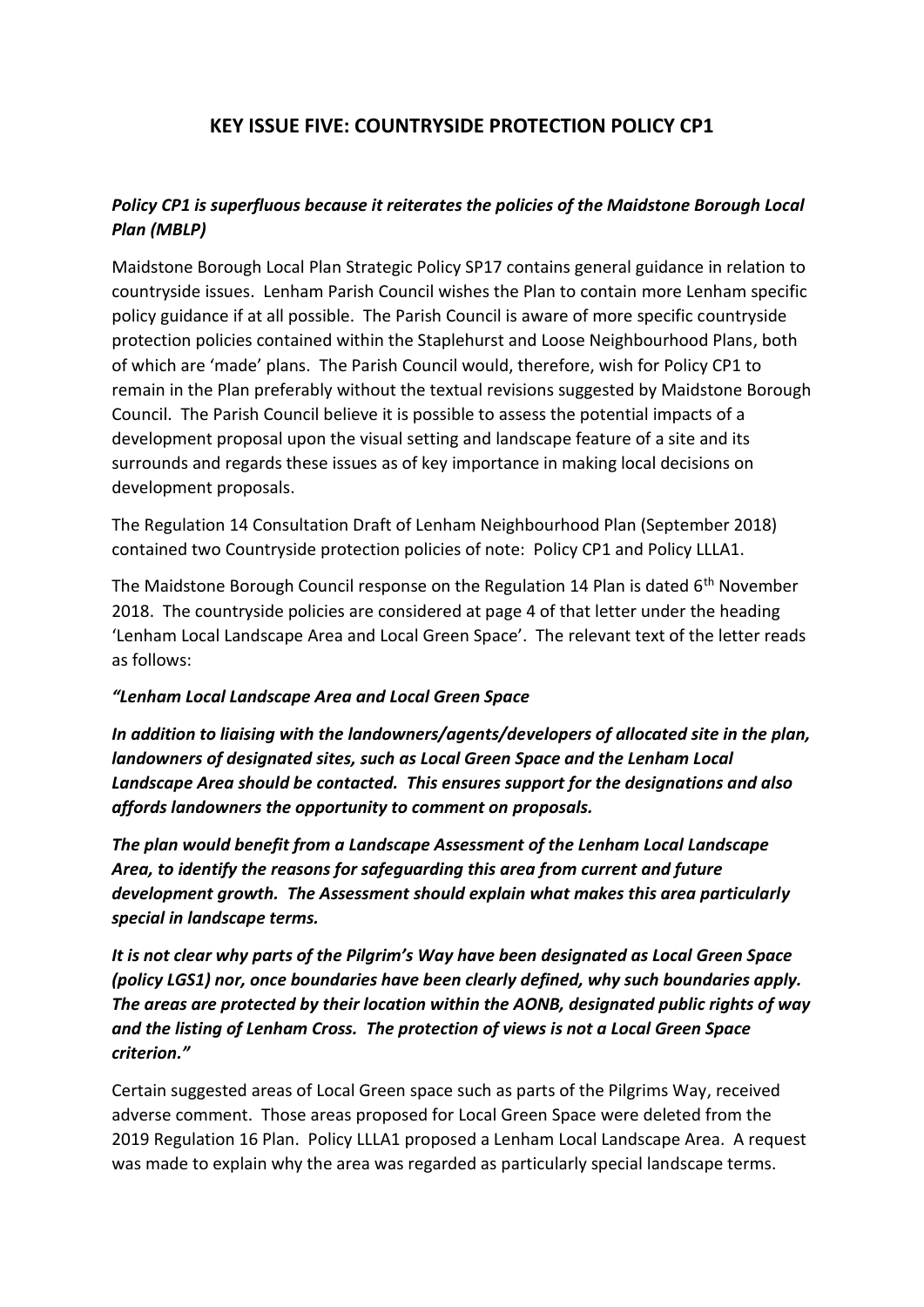# KEY ISSUE FIVE: COUNTRYSIDE PROTECTION POLICY CP1

***Policy CP1 is superfluous because it reiterates the policies of the Maidstone Borough Local Plan (MBLP)***

Maidstone Borough Local Plan Strategic Policy SP17 contains general guidance in relation to countryside issues. Lenham Parish Council wishes the Plan to contain more Lenham specific policy guidance if at all possible. The Parish Council is aware of more specific countryside protection policies contained within the Staplehurst and Loose Neighbourhood Plans, both of which are 'made' plans. The Parish Council would, therefore, wish for Policy CP1 to remain in the Plan preferably without the textual revisions suggested by Maidstone Borough Council. The Parish Council believe it is possible to assess the potential impacts of a development proposal upon the visual setting and landscape feature of a site and its surrounds and regards these issues as of key importance in making local decisions on development proposals.

The Regulation 14 Consultation Draft of Lenham Neighbourhood Plan (September 2018) contained two Countryside protection policies of note: Policy CP1 and Policy LLLA1.

The Maidstone Borough Council response on the Regulation 14 Plan is dated 6th November 2018. The countryside policies are considered at page 4 of that letter under the heading 'Lenham Local Landscape Area and Local Green Space'. The relevant text of the letter reads as follows:

***"Lenham Local Landscape Area and Local Green Space***

***In addition to liaising with the landowners/agents/developers of allocated site in the plan, landowners of designated sites, such as Local Green Space and the Lenham Local Landscape Area should be contacted. This ensures support for the designations and also affords landowners the opportunity to comment on proposals.***

***The plan would benefit from a Landscape Assessment of the Lenham Local Landscape Area, to identify the reasons for safeguarding this area from current and future development growth. The Assessment should explain what makes this area particularly special in landscape terms.***

***It is not clear why parts of the Pilgrim's Way have been designated as Local Green Space (policy LGS1) nor, once boundaries have been clearly defined, why such boundaries apply. The areas are protected by their location within the AONB, designated public rights of way and the listing of Lenham Cross. The protection of views is not a Local Green Space criterion."***

Certain suggested areas of Local Green space such as parts of the Pilgrims Way, received adverse comment. Those areas proposed for Local Green Space were deleted from the 2019 Regulation 16 Plan. Policy LLLA1 proposed a Lenham Local Landscape Area. A request was made to explain why the area was regarded as particularly special landscape terms.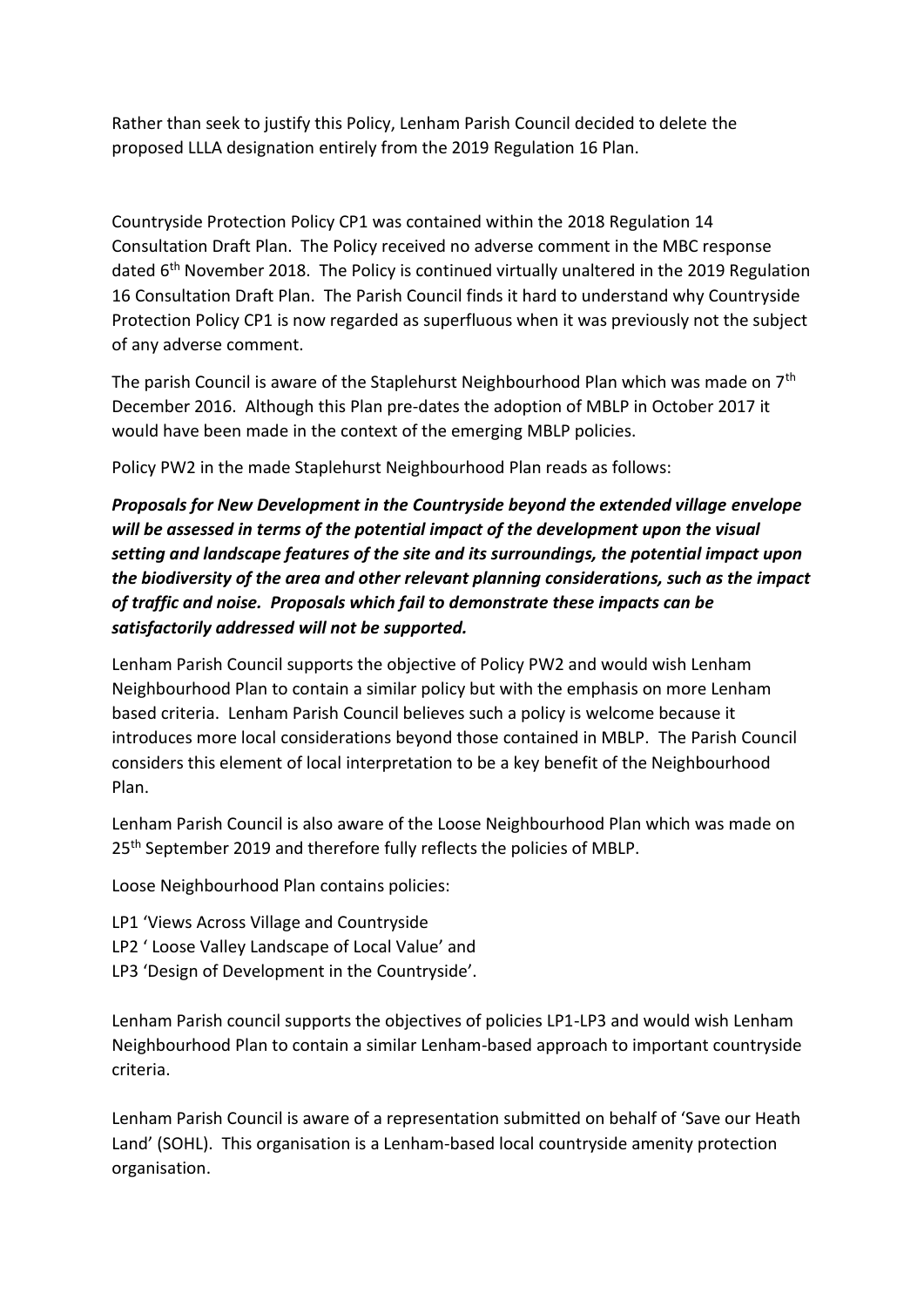Rather than seek to justify this Policy, Lenham Parish Council decided to delete the proposed LLLA designation entirely from the 2019 Regulation 16 Plan.

Countryside Protection Policy CP1 was contained within the 2018 Regulation 14 Consultation Draft Plan. The Policy received no adverse comment in the MBC response dated 6th November 2018. The Policy is continued virtually unaltered in the 2019 Regulation 16 Consultation Draft Plan. The Parish Council finds it hard to understand why Countryside Protection Policy CP1 is now regarded as superfluous when it was previously not the subject of any adverse comment.

The parish Council is aware of the Staplehurst Neighbourhood Plan which was made on 7th December 2016. Although this Plan pre-dates the adoption of MBLP in October 2017 it would have been made in the context of the emerging MBLP policies.

Policy PW2 in the made Staplehurst Neighbourhood Plan reads as follows:

***Proposals for New Development in the Countryside beyond the extended village envelope will be assessed in terms of the potential impact of the development upon the visual setting and landscape features of the site and its surroundings, the potential impact upon the biodiversity of the area and other relevant planning considerations, such as the impact of traffic and noise. Proposals which fail to demonstrate these impacts can be satisfactorily addressed will not be supported.***

Lenham Parish Council supports the objective of Policy PW2 and would wish Lenham Neighbourhood Plan to contain a similar policy but with the emphasis on more Lenham based criteria. Lenham Parish Council believes such a policy is welcome because it introduces more local considerations beyond those contained in MBLP. The Parish Council considers this element of local interpretation to be a key benefit of the Neighbourhood Plan.

Lenham Parish Council is also aware of the Loose Neighbourhood Plan which was made on 25th September 2019 and therefore fully reflects the policies of MBLP.

Loose Neighbourhood Plan contains policies:

LP1 'Views Across Village and Countryside
LP2 ' Loose Valley Landscape of Local Value' and
LP3 'Design of Development in the Countryside'.

Lenham Parish council supports the objectives of policies LP1-LP3 and would wish Lenham Neighbourhood Plan to contain a similar Lenham-based approach to important countryside criteria.

Lenham Parish Council is aware of a representation submitted on behalf of 'Save our Heath Land' (SOHL). This organisation is a Lenham-based local countryside amenity protection organisation.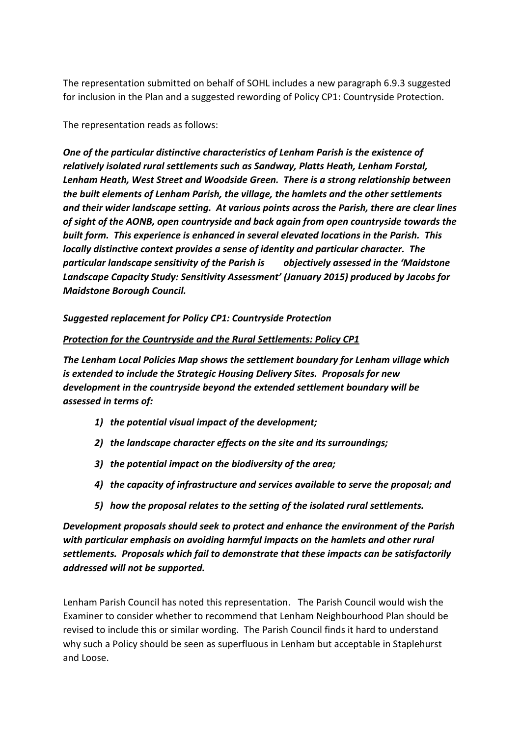The representation submitted on behalf of SOHL includes a new paragraph 6.9.3 suggested for inclusion in the Plan and a suggested rewording of Policy CP1: Countryside Protection.

The representation reads as follows:

***One of the particular distinctive characteristics of Lenham Parish is the existence of relatively isolated rural settlements such as Sandway, Platts Heath, Lenham Forstal, Lenham Heath, West Street and Woodside Green. There is a strong relationship between the built elements of Lenham Parish, the village, the hamlets and the other settlements and their wider landscape setting. At various points across the Parish, there are clear lines of sight of the AONB, open countryside and back again from open countryside towards the built form. This experience is enhanced in several elevated locations in the Parish. This locally distinctive context provides a sense of identity and particular character. The particular landscape sensitivity of the Parish is objectively assessed in the 'Maidstone Landscape Capacity Study: Sensitivity Assessment' (January 2015) produced by Jacobs for Maidstone Borough Council.***

***Suggested replacement for Policy CP1: Countryside Protection***

***<u>Protection for the Countryside and the Rural Settlements: Policy CP1</u>***

***The Lenham Local Policies Map shows the settlement boundary for Lenham village which is extended to include the Strategic Housing Delivery Sites. Proposals for new development in the countryside beyond the extended settlement boundary will be assessed in terms of:***

1) ***the potential visual impact of the development;***
2) ***the landscape character effects on the site and its surroundings;***
3) ***the potential impact on the biodiversity of the area;***
4) ***the capacity of infrastructure and services available to serve the proposal; and***
5) ***how the proposal relates to the setting of the isolated rural settlements.***

***Development proposals should seek to protect and enhance the environment of the Parish with particular emphasis on avoiding harmful impacts on the hamlets and other rural settlements. Proposals which fail to demonstrate that these impacts can be satisfactorily addressed will not be supported.***

Lenham Parish Council has noted this representation. The Parish Council would wish the Examiner to consider whether to recommend that Lenham Neighbourhood Plan should be revised to include this or similar wording. The Parish Council finds it hard to understand why such a Policy should be seen as superfluous in Lenham but acceptable in Staplehurst and Loose.